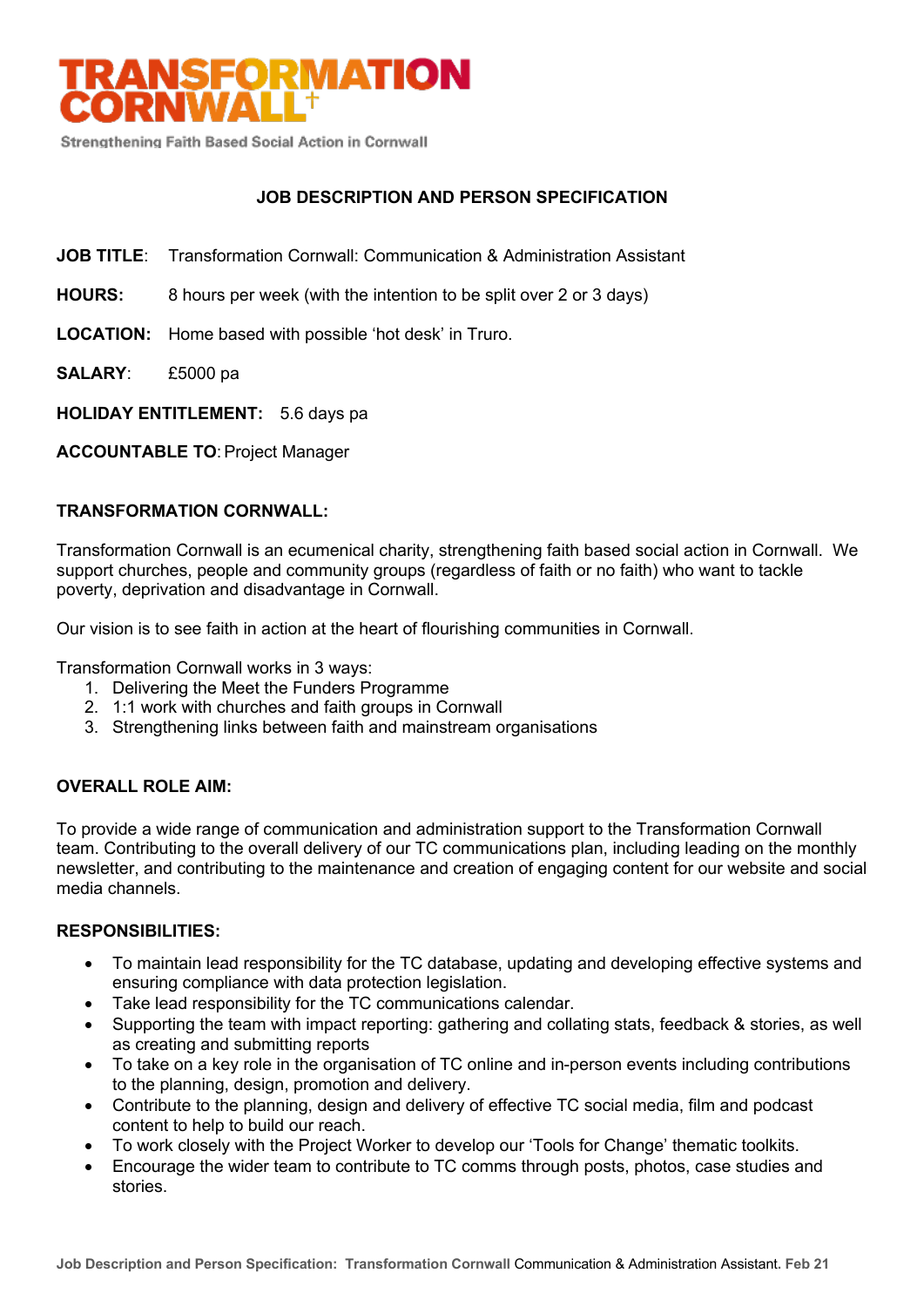# TRANSFORMATION CORNWALL

Strengthening Faith Based Social Action in Cornwall

## JOB DESCRIPTION AND PERSON SPECIFICATION

**JOB TITLE**: Transformation Cornwall: Communication & Administration Assistant

**HOURS:** 8 hours per week (with the intention to be split over 2 or 3 days)

**LOCATION:** Home based with possible 'hot desk' in Truro.

**SALARY**: £5000 pa

**HOLIDAY ENTITLEMENT:** 5.6 days pa

**ACCOUNTABLE TO**: Project Manager

### TRANSFORMATION CORNWALL:

Transformation Cornwall is an ecumenical charity, strengthening faith based social action in Cornwall. We support churches, people and community groups (regardless of faith or no faith) who want to tackle poverty, deprivation and disadvantage in Cornwall.

Our vision is to see faith in action at the heart of flourishing communities in Cornwall.

Transformation Cornwall works in 3 ways:

1. Delivering the Meet the Funders Programme
2. 1:1 work with churches and faith groups in Cornwall
3. Strengthening links between faith and mainstream organisations

### OVERALL ROLE AIM:

To provide a wide range of communication and administration support to the Transformation Cornwall team. Contributing to the overall delivery of our TC communications plan, including leading on the monthly newsletter, and contributing to the maintenance and creation of engaging content for our website and social media channels.

### RESPONSIBILITIES:

- To maintain lead responsibility for the TC database, updating and developing effective systems and ensuring compliance with data protection legislation.
- Take lead responsibility for the TC communications calendar.
- Supporting the team with impact reporting: gathering and collating stats, feedback & stories, as well as creating and submitting reports
- To take on a key role in the organisation of TC online and in-person events including contributions to the planning, design, promotion and delivery.
- Contribute to the planning, design and delivery of effective TC social media, film and podcast content to help to build our reach.
- To work closely with the Project Worker to develop our 'Tools for Change' thematic toolkits.
- Encourage the wider team to contribute to TC comms through posts, photos, case studies and stories.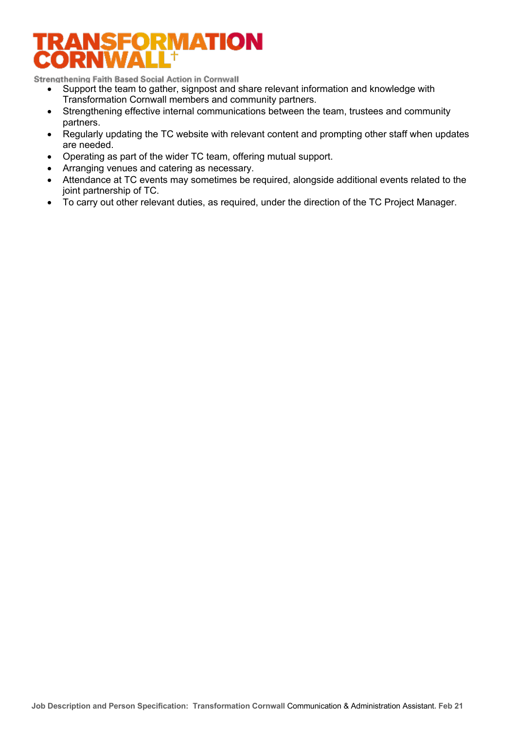- Support the team to gather, signpost and share relevant information and knowledge with Transformation Cornwall members and community partners.
- Strengthening effective internal communications between the team, trustees and community partners.
- Regularly updating the TC website with relevant content and prompting other staff when updates are needed.
- Operating as part of the wider TC team, offering mutual support.
- Arranging venues and catering as necessary.
- Attendance at TC events may sometimes be required, alongside additional events related to the joint partnership of TC.
- To carry out other relevant duties, as required, under the direction of the TC Project Manager.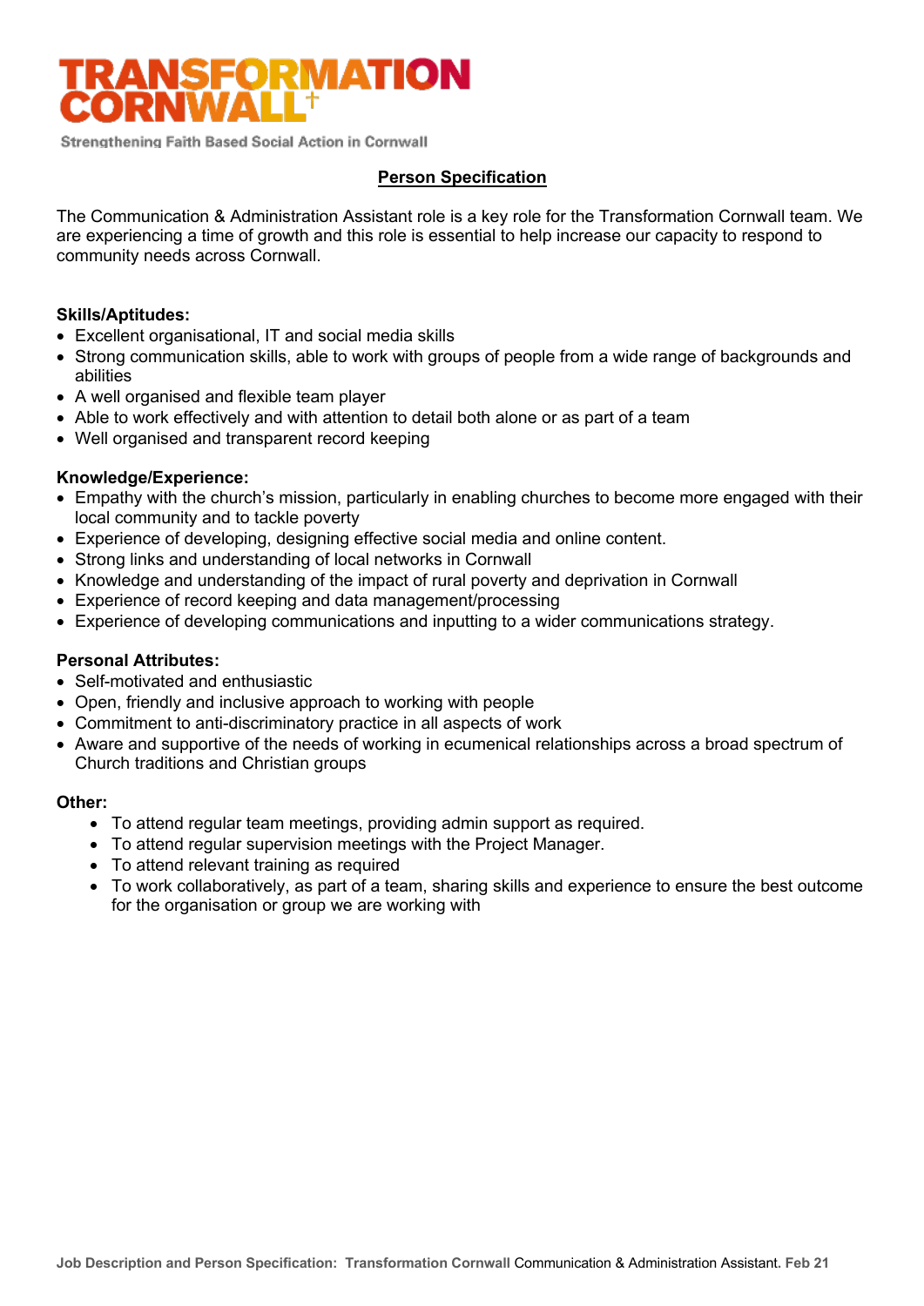**TRANSFORMATION CORNWALL**

Strengthening Faith Based Social Action in Cornwall

## Person Specification

The Communication & Administration Assistant role is a key role for the Transformation Cornwall team. We are experiencing a time of growth and this role is essential to help increase our capacity to respond to community needs across Cornwall.

**Skills/Aptitudes:**

- Excellent organisational, IT and social media skills
- Strong communication skills, able to work with groups of people from a wide range of backgrounds and abilities
- A well organised and flexible team player
- Able to work effectively and with attention to detail both alone or as part of a team
- Well organised and transparent record keeping

**Knowledge/Experience:**

- Empathy with the church's mission, particularly in enabling churches to become more engaged with their local community and to tackle poverty
- Experience of developing, designing effective social media and online content.
- Strong links and understanding of local networks in Cornwall
- Knowledge and understanding of the impact of rural poverty and deprivation in Cornwall
- Experience of record keeping and data management/processing
- Experience of developing communications and inputting to a wider communications strategy.

**Personal Attributes:**

- Self-motivated and enthusiastic
- Open, friendly and inclusive approach to working with people
- Commitment to anti-discriminatory practice in all aspects of work
- Aware and supportive of the needs of working in ecumenical relationships across a broad spectrum of Church traditions and Christian groups

**Other:**

- To attend regular team meetings, providing admin support as required.
- To attend regular supervision meetings with the Project Manager.
- To attend relevant training as required
- To work collaboratively, as part of a team, sharing skills and experience to ensure the best outcome for the organisation or group we are working with